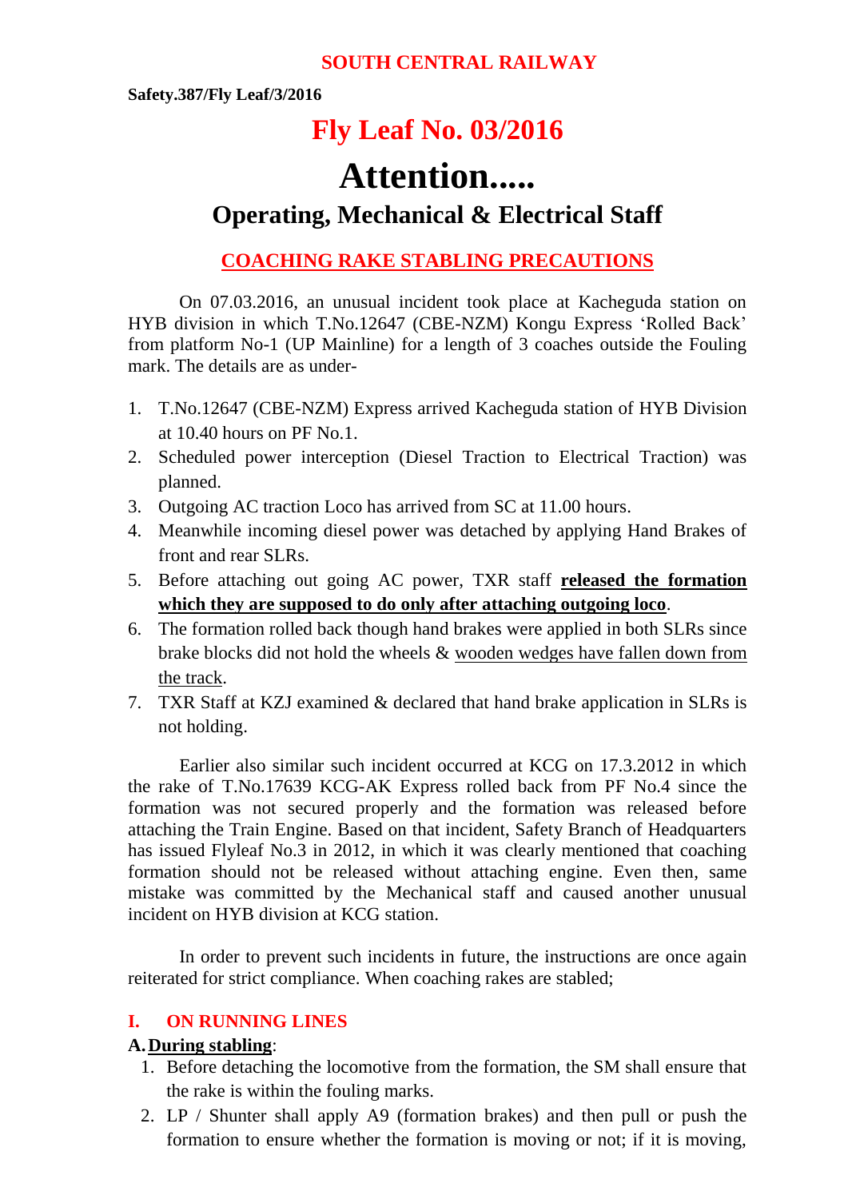**SOUTH CENTRAL RAILWAY**

**Safety.387/Fly Leaf/3/2016**

# Fly Leaf No. 03/2016

# Attention.....

## Operating, Mechanical & Electrical Staff

### COACHING RAKE STABLING PRECAUTIONS

On 07.03.2016, an unusual incident took place at Kacheguda station on HYB division in which T.No.12647 (CBE-NZM) Kongu Express 'Rolled Back' from platform No-1 (UP Mainline) for a length of 3 coaches outside the Fouling mark. The details are as under-

1. T.No.12647 (CBE-NZM) Express arrived Kacheguda station of HYB Division at 10.40 hours on PF No.1.
2. Scheduled power interception (Diesel Traction to Electrical Traction) was planned.
3. Outgoing AC traction Loco has arrived from SC at 11.00 hours.
4. Meanwhile incoming diesel power was detached by applying Hand Brakes of front and rear SLRs.
5. Before attaching out going AC power, TXR staff **released the formation which they are supposed to do only after attaching outgoing loco**.
6. The formation rolled back though hand brakes were applied in both SLRs since brake blocks did not hold the wheels & wooden wedges have fallen down from the track.
7. TXR Staff at KZJ examined & declared that hand brake application in SLRs is not holding.

Earlier also similar such incident occurred at KCG on 17.3.2012 in which the rake of T.No.17639 KCG-AK Express rolled back from PF No.4 since the formation was not secured properly and the formation was released before attaching the Train Engine. Based on that incident, Safety Branch of Headquarters has issued Flyleaf No.3 in 2012, in which it was clearly mentioned that coaching formation should not be released without attaching engine. Even then, same mistake was committed by the Mechanical staff and caused another unusual incident on HYB division at KCG station.

In order to prevent such incidents in future, the instructions are once again reiterated for strict compliance. When coaching rakes are stabled;

**I. ON RUNNING LINES**

**A. During stabling**:

1. Before detaching the locomotive from the formation, the SM shall ensure that the rake is within the fouling marks.
2. LP / Shunter shall apply A9 (formation brakes) and then pull or push the formation to ensure whether the formation is moving or not; if it is moving,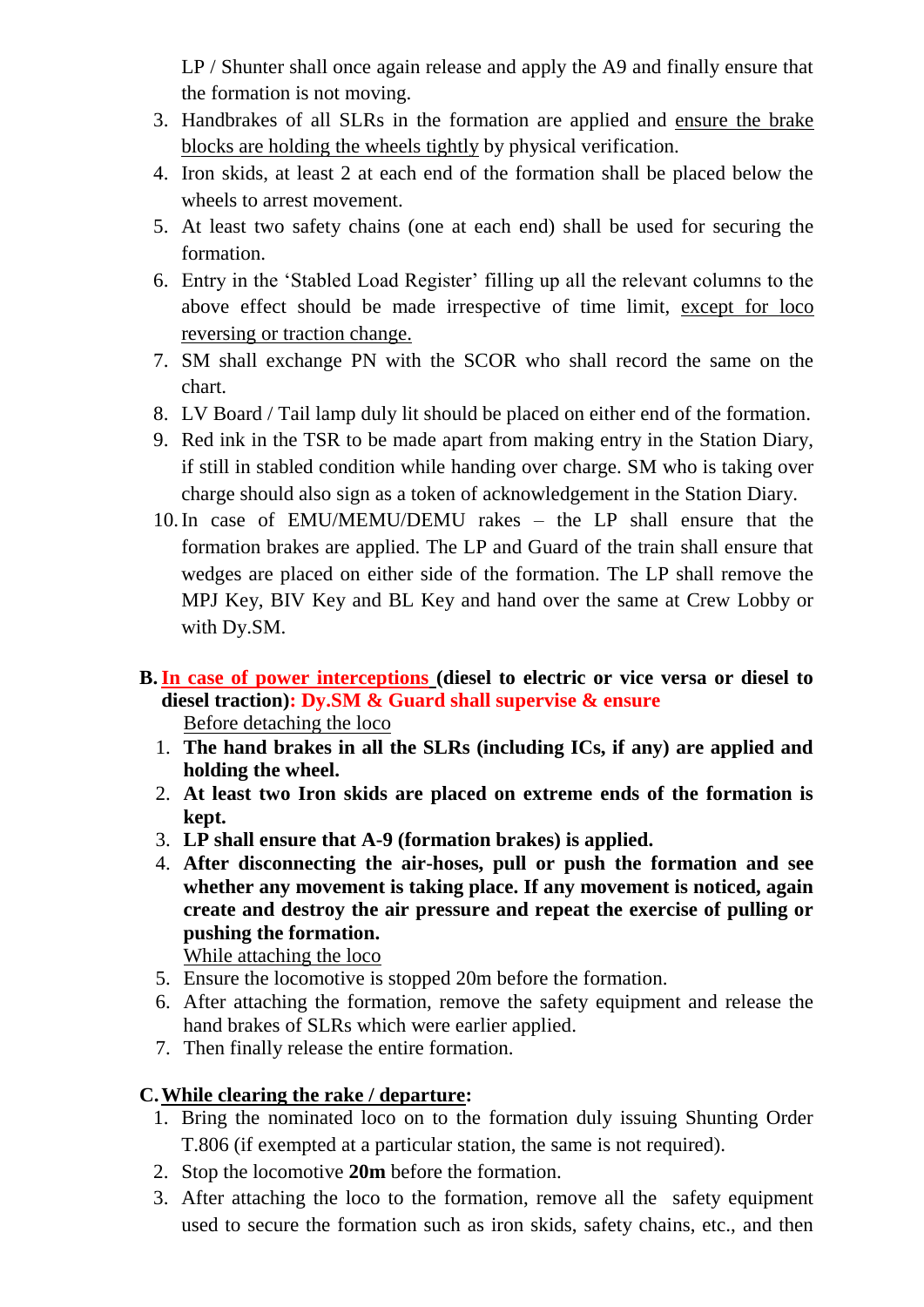LP / Shunter shall once again release and apply the A9 and finally ensure that the formation is not moving.

3. Handbrakes of all SLRs in the formation are applied and ensure the brake blocks are holding the wheels tightly by physical verification.
4. Iron skids, at least 2 at each end of the formation shall be placed below the wheels to arrest movement.
5. At least two safety chains (one at each end) shall be used for securing the formation.
6. Entry in the 'Stabled Load Register' filling up all the relevant columns to the above effect should be made irrespective of time limit, except for loco reversing or traction change.
7. SM shall exchange PN with the SCOR who shall record the same on the chart.
8. LV Board / Tail lamp duly lit should be placed on either end of the formation.
9. Red ink in the TSR to be made apart from making entry in the Station Diary, if still in stabled condition while handing over charge. SM who is taking over charge should also sign as a token of acknowledgement in the Station Diary.
10. In case of EMU/MEMU/DEMU rakes – the LP shall ensure that the formation brakes are applied. The LP and Guard of the train shall ensure that wedges are placed on either side of the formation. The LP shall remove the MPJ Key, BIV Key and BL Key and hand over the same at Crew Lobby or with Dy.SM.

**B. In case of power interceptions (diesel to electric or vice versa or diesel to diesel traction): Dy.SM & Guard shall supervise & ensure**

Before detaching the loco

1. **The hand brakes in all the SLRs (including ICs, if any) are applied and holding the wheel.**
2. **At least two Iron skids are placed on extreme ends of the formation is kept.**
3. **LP shall ensure that A-9 (formation brakes) is applied.**
4. **After disconnecting the air-hoses, pull or push the formation and see whether any movement is taking place. If any movement is noticed, again create and destroy the air pressure and repeat the exercise of pulling or pushing the formation.**

While attaching the loco

5. Ensure the locomotive is stopped 20m before the formation.
6. After attaching the formation, remove the safety equipment and release the hand brakes of SLRs which were earlier applied.
7. Then finally release the entire formation.

**C. While clearing the rake / departure:**

1. Bring the nominated loco on to the formation duly issuing Shunting Order T.806 (if exempted at a particular station, the same is not required).
2. Stop the locomotive **20m** before the formation.
3. After attaching the loco to the formation, remove all the safety equipment used to secure the formation such as iron skids, safety chains, etc., and then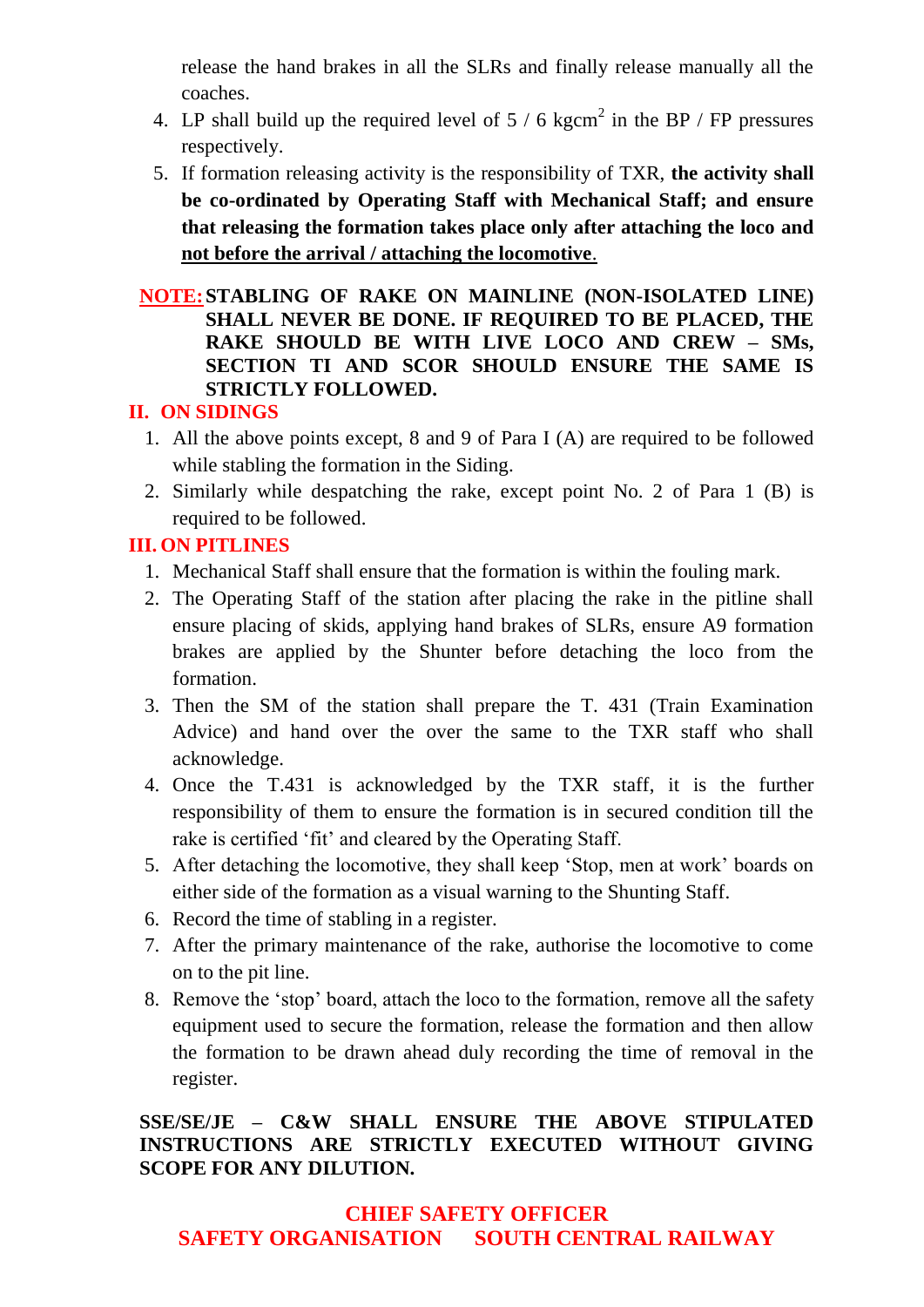release the hand brakes in all the SLRs and finally release manually all the coaches.

4. LP shall build up the required level of 5 / 6 kgcm$^2$ in the BP / FP pressures respectively.
5. If formation releasing activity is the responsibility of TXR, **the activity shall be co-ordinated by Operating Staff with Mechanical Staff; and ensure that releasing the formation takes place only after attaching the loco and not before the arrival / attaching the locomotive**.

**NOTE: STABLING OF RAKE ON MAINLINE (NON-ISOLATED LINE) SHALL NEVER BE DONE. IF REQUIRED TO BE PLACED, THE RAKE SHOULD BE WITH LIVE LOCO AND CREW – SMs, SECTION TI AND SCOR SHOULD ENSURE THE SAME IS STRICTLY FOLLOWED.**

## II. ON SIDINGS

1. All the above points except, 8 and 9 of Para I (A) are required to be followed while stabling the formation in the Siding.
2. Similarly while despatching the rake, except point No. 2 of Para 1 (B) is required to be followed.

## III. ON PITLINES

1. Mechanical Staff shall ensure that the formation is within the fouling mark.
2. The Operating Staff of the station after placing the rake in the pitline shall ensure placing of skids, applying hand brakes of SLRs, ensure A9 formation brakes are applied by the Shunter before detaching the loco from the formation.
3. Then the SM of the station shall prepare the T. 431 (Train Examination Advice) and hand over the over the same to the TXR staff who shall acknowledge.
4. Once the T.431 is acknowledged by the TXR staff, it is the further responsibility of them to ensure the formation is in secured condition till the rake is certified 'fit' and cleared by the Operating Staff.
5. After detaching the locomotive, they shall keep 'Stop, men at work' boards on either side of the formation as a visual warning to the Shunting Staff.
6. Record the time of stabling in a register.
7. After the primary maintenance of the rake, authorise the locomotive to come on to the pit line.
8. Remove the 'stop' board, attach the loco to the formation, remove all the safety equipment used to secure the formation, release the formation and then allow the formation to be drawn ahead duly recording the time of removal in the register.

**SSE/SE/JE – C&W SHALL ENSURE THE ABOVE STIPULATED INSTRUCTIONS ARE STRICTLY EXECUTED WITHOUT GIVING SCOPE FOR ANY DILUTION.**

**CHIEF SAFETY OFFICER**
**SAFETY ORGANISATION SOUTH CENTRAL RAILWAY**